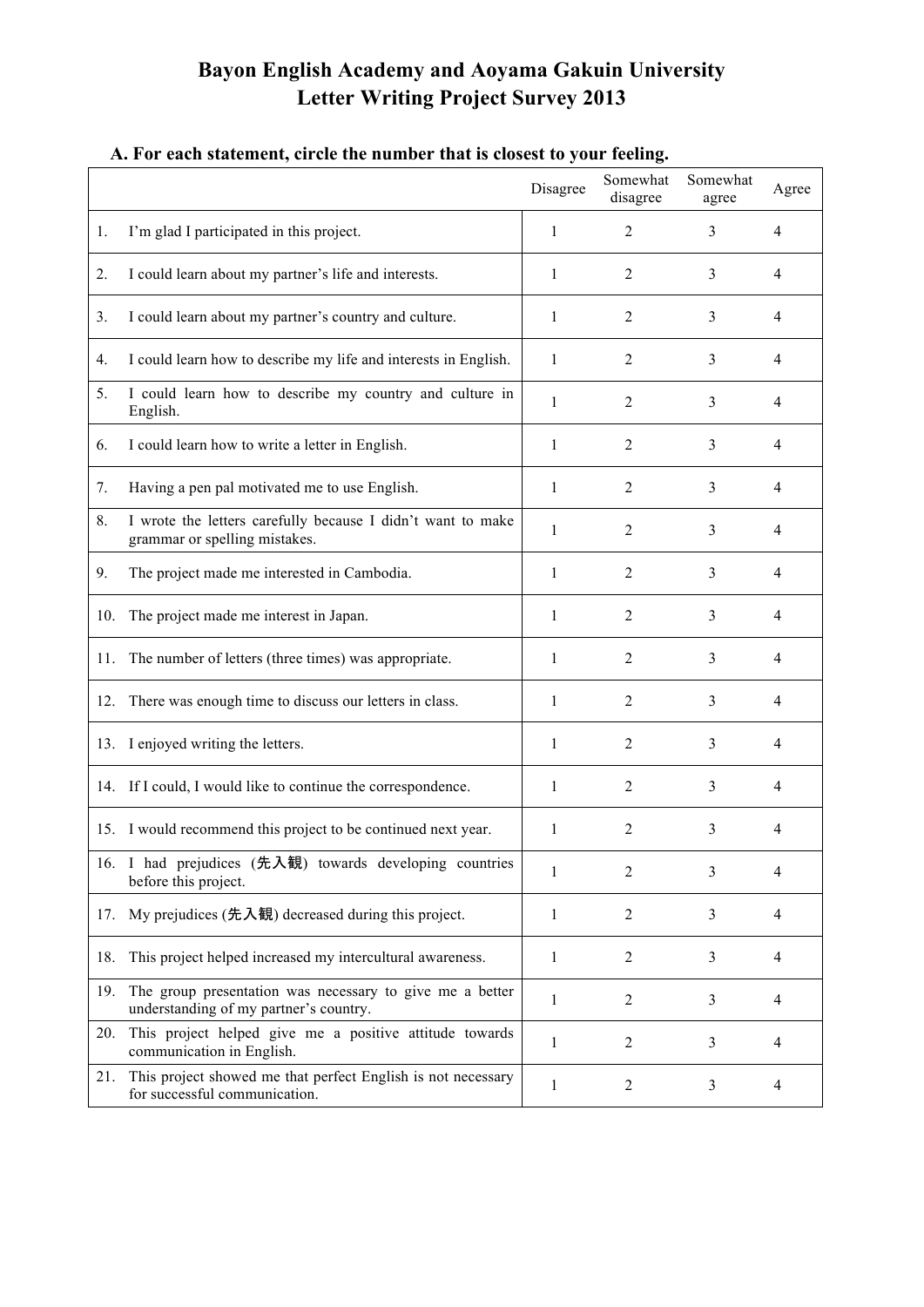# Bayon English Academy and Aoyama Gakuin University
# Letter Writing Project Survey 2013

### A. For each statement, circle the number that is closest to your feeling.

| | Disagree | Somewhat disagree | Somewhat agree | Agree |
|---|---|---|---|---|
| 1. I'm glad I participated in this project. | 1 | 2 | 3 | 4 |
| 2. I could learn about my partner's life and interests. | 1 | 2 | 3 | 4 |
| 3. I could learn about my partner's country and culture. | 1 | 2 | 3 | 4 |
| 4. I could learn how to describe my life and interests in English. | 1 | 2 | 3 | 4 |
| 5. I could learn how to describe my country and culture in English. | 1 | 2 | 3 | 4 |
| 6. I could learn how to write a letter in English. | 1 | 2 | 3 | 4 |
| 7. Having a pen pal motivated me to use English. | 1 | 2 | 3 | 4 |
| 8. I wrote the letters carefully because I didn't want to make grammar or spelling mistakes. | 1 | 2 | 3 | 4 |
| 9. The project made me interested in Cambodia. | 1 | 2 | 3 | 4 |
| 10. The project made me interest in Japan. | 1 | 2 | 3 | 4 |
| 11. The number of letters (three times) was appropriate. | 1 | 2 | 3 | 4 |
| 12. There was enough time to discuss our letters in class. | 1 | 2 | 3 | 4 |
| 13. I enjoyed writing the letters. | 1 | 2 | 3 | 4 |
| 14. If I could, I would like to continue the correspondence. | 1 | 2 | 3 | 4 |
| 15. I would recommend this project to be continued next year. | 1 | 2 | 3 | 4 |
| 16. I had prejudices (先入観) towards developing countries before this project. | 1 | 2 | 3 | 4 |
| 17. My prejudices (先入観) decreased during this project. | 1 | 2 | 3 | 4 |
| 18. This project helped increased my intercultural awareness. | 1 | 2 | 3 | 4 |
| 19. The group presentation was necessary to give me a better understanding of my partner's country. | 1 | 2 | 3 | 4 |
| 20. This project helped give me a positive attitude towards communication in English. | 1 | 2 | 3 | 4 |
| 21. This project showed me that perfect English is not necessary for successful communication. | 1 | 2 | 3 | 4 |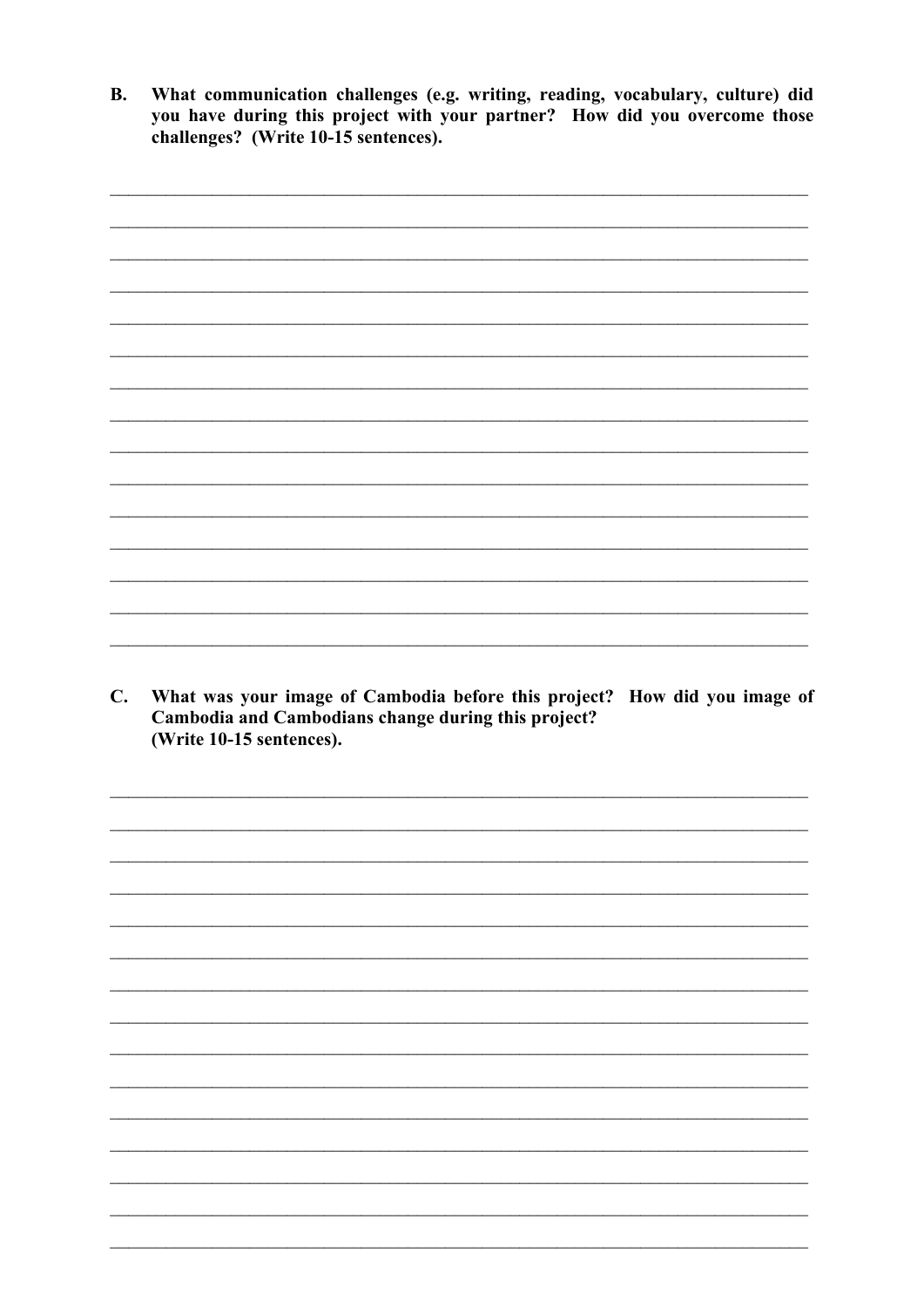**B. What communication challenges (e.g. writing, reading, vocabulary, culture) did you have during this project with your partner? How did you overcome those challenges? (Write 10-15 sentences).**

_______________________________________________________________________________

_______________________________________________________________________________

_______________________________________________________________________________

_______________________________________________________________________________

_______________________________________________________________________________

_______________________________________________________________________________

_______________________________________________________________________________

_______________________________________________________________________________

_______________________________________________________________________________

_______________________________________________________________________________

_______________________________________________________________________________

_______________________________________________________________________________

_______________________________________________________________________________

_______________________________________________________________________________

_______________________________________________________________________________

**C. What was your image of Cambodia before this project? How did you image of Cambodia and Cambodians change during this project? (Write 10-15 sentences).**

_______________________________________________________________________________

_______________________________________________________________________________

_______________________________________________________________________________

_______________________________________________________________________________

_______________________________________________________________________________

_______________________________________________________________________________

_______________________________________________________________________________

_______________________________________________________________________________

_______________________________________________________________________________

_______________________________________________________________________________

_______________________________________________________________________________

_______________________________________________________________________________

_______________________________________________________________________________

_______________________________________________________________________________

_______________________________________________________________________________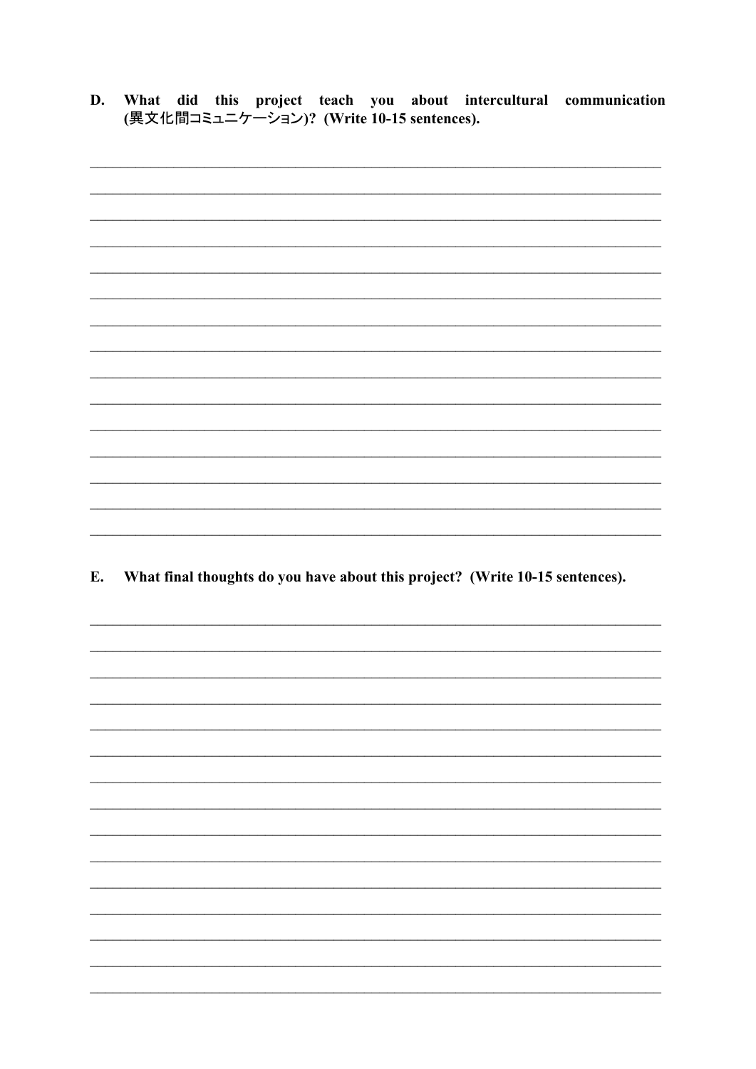**D. What did this project teach you about intercultural communication (異文化間コミュニケーション)? (Write 10-15 sentences).**

**E. What final thoughts do you have about this project? (Write 10-15 sentences).**